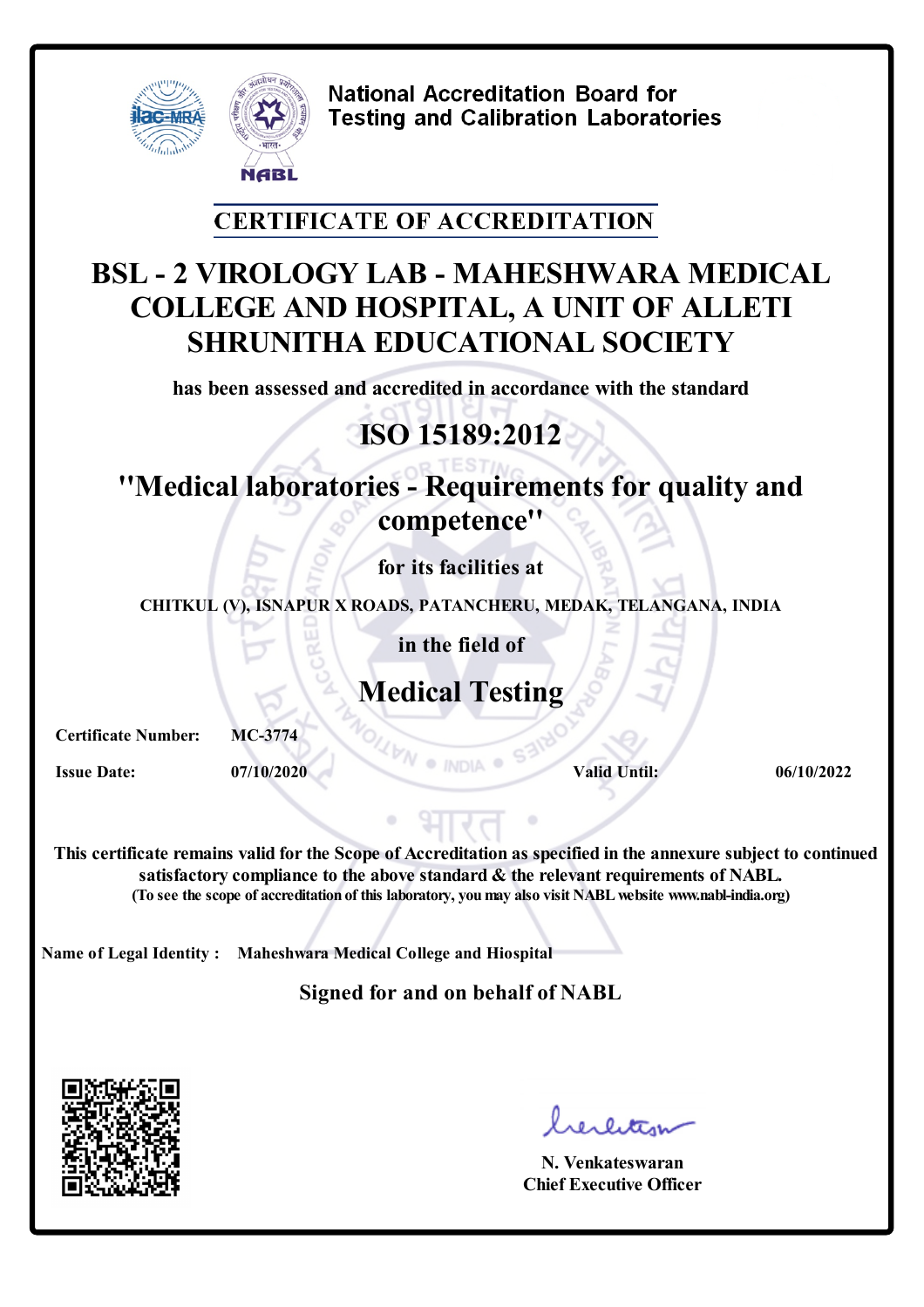National Accreditation Board for Testing and Calibration Laboratories

## CERTIFICATE OF ACCREDITATION

# BSL - 2 VIROLOGY LAB - MAHESHWARA MEDICAL COLLEGE AND HOSPITAL, A UNIT OF ALLETI SHRUNITHA EDUCATIONAL SOCIETY

has been assessed and accredited in accordance with the standard

## ISO 15189:2012

## "Medical laboratories - Requirements for quality and competence"

for its facilities at

CHITKUL (V), ISNAPUR X ROADS, PATANCHERU, MEDAK, TELANGANA, INDIA

in the field of

## Medical Testing

**Certificate Number:** MC-3774

**Issue Date:** 07/10/2020 **Valid Until:** 06/10/2022

**This certificate remains valid for the Scope of Accreditation as specified in the annexure subject to continued satisfactory compliance to the above standard & the relevant requirements of NABL.**
**(To see the scope of accreditation of this laboratory, you may also visit NABL website www.nabl-india.org)**

**Name of Legal Identity :** Maheshwara Medical College and Hiospital

**Signed for and on behalf of NABL**

N. Venkateswaran
Chief Executive Officer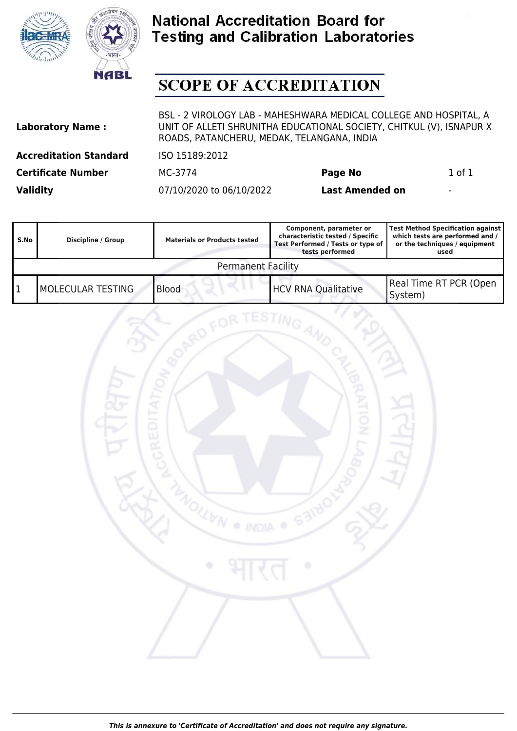# National Accreditation Board for Testing and Calibration Laboratories

## SCOPE OF ACCREDITATION

| | | | |
|---|---|---|---|
| **Laboratory Name :** | BSL - 2 VIROLOGY LAB - MAHESHWARA MEDICAL COLLEGE AND HOSPITAL, A UNIT OF ALLETI SHRUNITHA EDUCATIONAL SOCIETY, CHITKUL (V), ISNAPUR X ROADS, PATANCHERU, MEDAK, TELANGANA, INDIA | | |
| **Accreditation Standard** | ISO 15189:2012 | | |
| **Certificate Number** | MC-3774 | **Page No** | 1 of 1 |
| **Validity** | 07/10/2020 to 06/10/2022 | **Last Amended on** | - |

| S.No | Discipline / Group | Materials or Products tested | Component, parameter or characteristic tested / Specific Test Performed / Tests or type of tests performed | Test Method Specification against which tests are performed and / or the techniques / equipment used |
|---|---|---|---|---|
| Permanent Facility | | | | |
| 1 | MOLECULAR TESTING | Blood | HCV RNA Qualitative | Real Time RT PCR (Open System) |

*This is annexure to 'Certificate of Accreditation' and does not require any signature.*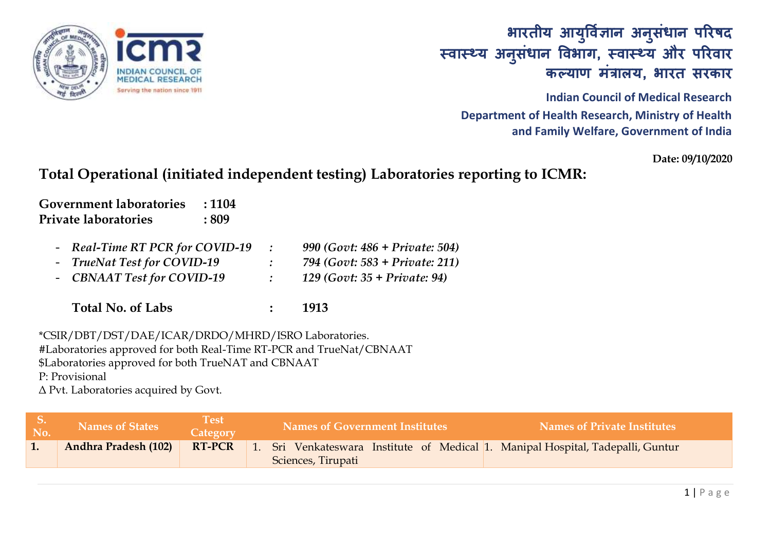भारतीय आयुर्विज्ञान अनुसंधान परिषद
स्वास्थ्य अनुसंधान विभाग, स्वास्थ्य और परिवार कल्याण मंत्रालय, भारत सरकार

**Indian Council of Medical Research**
**Department of Health Research, Ministry of Health and Family Welfare, Government of India**

**Date: 09/10/2020**

## Total Operational (initiated independent testing) Laboratories reporting to ICMR:

**Government laboratories : 1104**
**Private laboratories : 809**

- *Real-Time RT PCR for COVID-19 : 990 (Govt: 486 + Private: 504)*
- *TrueNat Test for COVID-19 : 794 (Govt: 583 + Private: 211)*
- *CBNAAT Test for COVID-19 : 129 (Govt: 35 + Private: 94)*

**Total No. of Labs : 1913**

*CSIR/DBT/DST/DAE/ICAR/DRDO/MHRD/ISRO Laboratories.
#Laboratories approved for both Real-Time RT-PCR and TrueNat/CBNAAT
$Laboratories approved for both TrueNAT and CBNAAT
P: Provisional
∆ Pvt. Laboratories acquired by Govt.

| S. No. | Names of States | Test Category | Names of Government Institutes | Names of Private Institutes |
|---|---|---|---|---|
| 1. | Andhra Pradesh (102) | RT-PCR | 1. Sri Venkateswara Institute of Medical Sciences, Tirupati | 1. Manipal Hospital, Tadepalli, Guntur |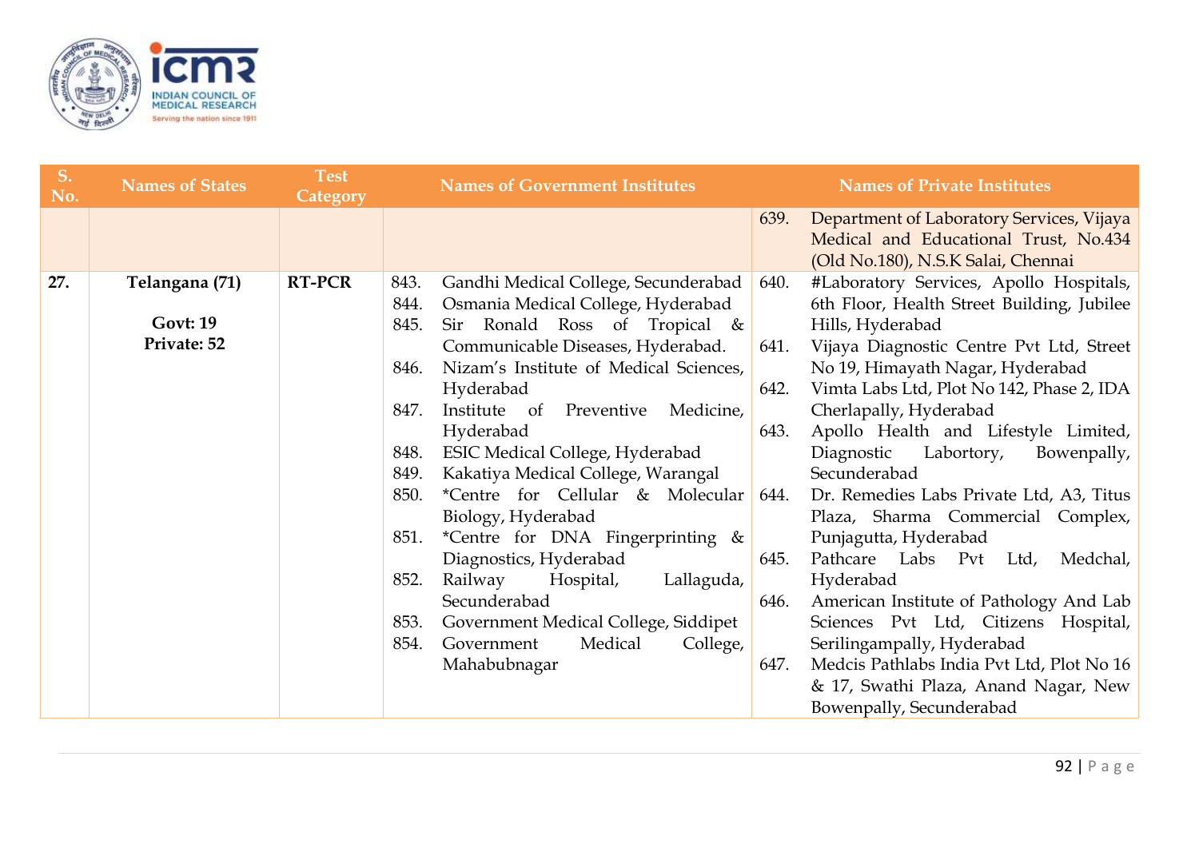| S. No. | Names of States | Test Category | Names of Government Institutes | Names of Private Institutes |
|---|---|---|---|---|
| | | | | 639. Department of Laboratory Services, Vijaya Medical and Educational Trust, No.434 (Old No.180), N.S.K Salai, Chennai |
| **27.** | **Telangana (71)**<br><br>**Govt: 19**<br>**Private: 52** | **RT-PCR** | 843. Gandhi Medical College, Secunderabad<br>844. Osmania Medical College, Hyderabad<br>845. Sir Ronald Ross of Tropical & Communicable Diseases, Hyderabad.<br>846. Nizam's Institute of Medical Sciences, Hyderabad<br>847. Institute of Preventive Medicine, Hyderabad<br>848. ESIC Medical College, Hyderabad<br>849. Kakatiya Medical College, Warangal<br>850. *Centre for Cellular & Molecular Biology, Hyderabad<br>851. *Centre for DNA Fingerprinting & Diagnostics, Hyderabad<br>852. Railway Hospital, Lallaguda, Secunderabad<br>853. Government Medical College, Siddipet<br>854. Government Medical College, Mahabubnagar | 640. #Laboratory Services, Apollo Hospitals, 6th Floor, Health Street Building, Jubilee Hills, Hyderabad<br>641. Vijaya Diagnostic Centre Pvt Ltd, Street No 19, Himayath Nagar, Hyderabad<br>642. Vimta Labs Ltd, Plot No 142, Phase 2, IDA Cherlapally, Hyderabad<br>643. Apollo Health and Lifestyle Limited, Diagnostic Labortory, Bowenpally, Secunderabad<br>644. Dr. Remedies Labs Private Ltd, A3, Titus Plaza, Sharma Commercial Complex, Punjagutta, Hyderabad<br>645. Pathcare Labs Pvt Ltd, Medchal, Hyderabad<br>646. American Institute of Pathology And Lab Sciences Pvt Ltd, Citizens Hospital, Serilingampally, Hyderabad<br>647. Medcis Pathlabs India Pvt Ltd, Plot No 16 & 17, Swathi Plaza, Anand Nagar, New Bowenpally, Secunderabad |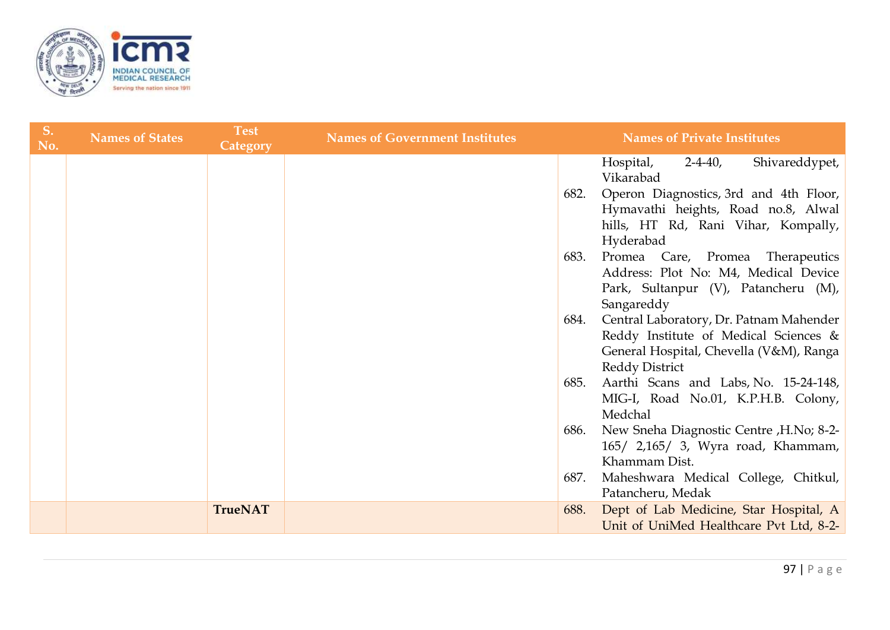| S. No. | Names of States | Test Category | Names of Government Institutes | Names of Private Institutes |
|---|---|---|---|---|
| | | | | Hospital, 2-4-40, Shivareddypet, Vikarabad<br>682. Operon Diagnostics, 3rd and 4th Floor, Hymavathi heights, Road no.8, Alwal hills, HT Rd, Rani Vihar, Kompally, Hyderabad<br>683. Promea Care, Promea Therapeutics Address: Plot No: M4, Medical Device Park, Sultanpur (V), Patancheru (M), Sangareddy<br>684. Central Laboratory, Dr. Patnam Mahender Reddy Institute of Medical Sciences & General Hospital, Chevella (V&M), Ranga Reddy District<br>685. Aarthi Scans and Labs, No. 15-24-148, MIG-I, Road No.01, K.P.H.B. Colony, Medchal<br>686. New Sneha Diagnostic Centre ,H.No; 8-2-165/ 2,165/ 3, Wyra road, Khammam, Khammam Dist.<br>687. Maheshwara Medical College, Chitkul, Patancheru, Medak |
| | | **TrueNAT** | | 688. Dept of Lab Medicine, Star Hospital, A Unit of UniMed Healthcare Pvt Ltd, 8-2- |